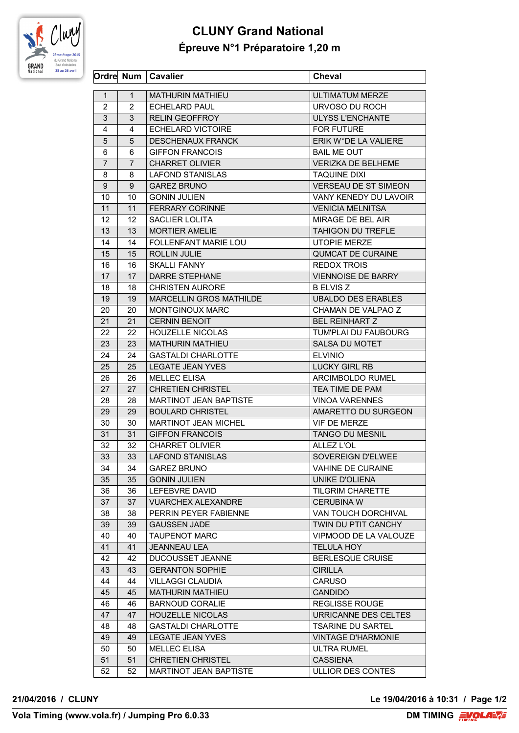# CLUNY Grand National

## Épreuve N°1 Préparatoire 1,20 m

| Ordre | Num | Cavalier | Cheval |
|---|---|---|---|
| 1 | 1 | MATHURIN MATHIEU | ULTIMATUM MERZE |
| 2 | 2 | ECHELARD PAUL | URVOSO DU ROCH |
| 3 | 3 | RELIN GEOFFROY | ULYSS L'ENCHANTE |
| 4 | 4 | ECHELARD VICTOIRE | FOR FUTURE |
| 5 | 5 | DESCHENAUX FRANCK | ERIK W*DE LA VALIERE |
| 6 | 6 | GIFFON FRANCOIS | BAIL ME OUT |
| 7 | 7 | CHARRET OLIVIER | VERIZKA DE BELHEME |
| 8 | 8 | LAFOND STANISLAS | TAQUINE DIXI |
| 9 | 9 | GAREZ BRUNO | VERSEAU DE ST SIMEON |
| 10 | 10 | GONIN JULIEN | VANY KENEDY DU LAVOIR |
| 11 | 11 | FERRARY CORINNE | VENICIA MELNITSA |
| 12 | 12 | SACLIER LOLITA | MIRAGE DE BEL AIR |
| 13 | 13 | MORTIER AMELIE | TAHIGON DU TREFLE |
| 14 | 14 | FOLLENFANT MARIE LOU | UTOPIE MERZE |
| 15 | 15 | ROLLIN JULIE | QUMCAT DE CURAINE |
| 16 | 16 | SKALLI FANNY | REDOX TROIS |
| 17 | 17 | DARRE STEPHANE | VIENNOISE DE BARRY |
| 18 | 18 | CHRISTEN AURORE | B ELVIS Z |
| 19 | 19 | MARCELLIN GROS MATHILDE | UBALDO DES ERABLES |
| 20 | 20 | MONTGINOUX MARC | CHAMAN DE VALPAO Z |
| 21 | 21 | CERNIN BENOIT | BEL REINHART Z |
| 22 | 22 | HOUZELLE NICOLAS | TUM'PLAI DU FAUBOURG |
| 23 | 23 | MATHURIN MATHIEU | SALSA DU MOTET |
| 24 | 24 | GASTALDI CHARLOTTE | ELVINIO |
| 25 | 25 | LEGATE JEAN YVES | LUCKY GIRL RB |
| 26 | 26 | MELLEC ELISA | ARCIMBOLDO RUMEL |
| 27 | 27 | CHRETIEN CHRISTEL | TEA TIME DE PAM |
| 28 | 28 | MARTINOT JEAN BAPTISTE | VINOA VARENNES |
| 29 | 29 | BOULARD CHRISTEL | AMARETTO DU SURGEON |
| 30 | 30 | MARTINOT JEAN MICHEL | VIF DE MERZE |
| 31 | 31 | GIFFON FRANCOIS | TANGO DU MESNIL |
| 32 | 32 | CHARRET OLIVIER | ALLEZ L'OL |
| 33 | 33 | LAFOND STANISLAS | SOVEREIGN D'ELWEE |
| 34 | 34 | GAREZ BRUNO | VAHINE DE CURAINE |
| 35 | 35 | GONIN JULIEN | UNIKE D'OLIENA |
| 36 | 36 | LEFEBVRE DAVID | TILGRIM CHARETTE |
| 37 | 37 | VUARCHEX ALEXANDRE | CERUBINA W |
| 38 | 38 | PERRIN PEYER FABIENNE | VAN TOUCH DORCHIVAL |
| 39 | 39 | GAUSSEN JADE | TWIN DU PTIT CANCHY |
| 40 | 40 | TAUPENOT MARC | VIPMOOD DE LA VALOUZE |
| 41 | 41 | JEANNEAU LEA | TELULA HOY |
| 42 | 42 | DUCOUSSET JEANNE | BERLESQUE CRUISE |
| 43 | 43 | GERANTON SOPHIE | CIRILLA |
| 44 | 44 | VILLAGGI CLAUDIA | CARUSO |
| 45 | 45 | MATHURIN MATHIEU | CANDIDO |
| 46 | 46 | BARNOUD CORALIE | REGLISSE ROUGE |
| 47 | 47 | HOUZELLE NICOLAS | URRICANNE DES CELTES |
| 48 | 48 | GASTALDI CHARLOTTE | TSARINE DU SARTEL |
| 49 | 49 | LEGATE JEAN YVES | VINTAGE D'HARMONIE |
| 50 | 50 | MELLEC ELISA | ULTRA RUMEL |
| 51 | 51 | CHRETIEN CHRISTEL | CASSIENA |
| 52 | 52 | MARTINOT JEAN BAPTISTE | ULLIOR DES CONTES |

**21/04/2016 / CLUNY** — **Le 19/04/2016 à 10:31**

**Vola Timing (www.vola.fr) / Jumping Pro 6.0.33** — **DM TIMING**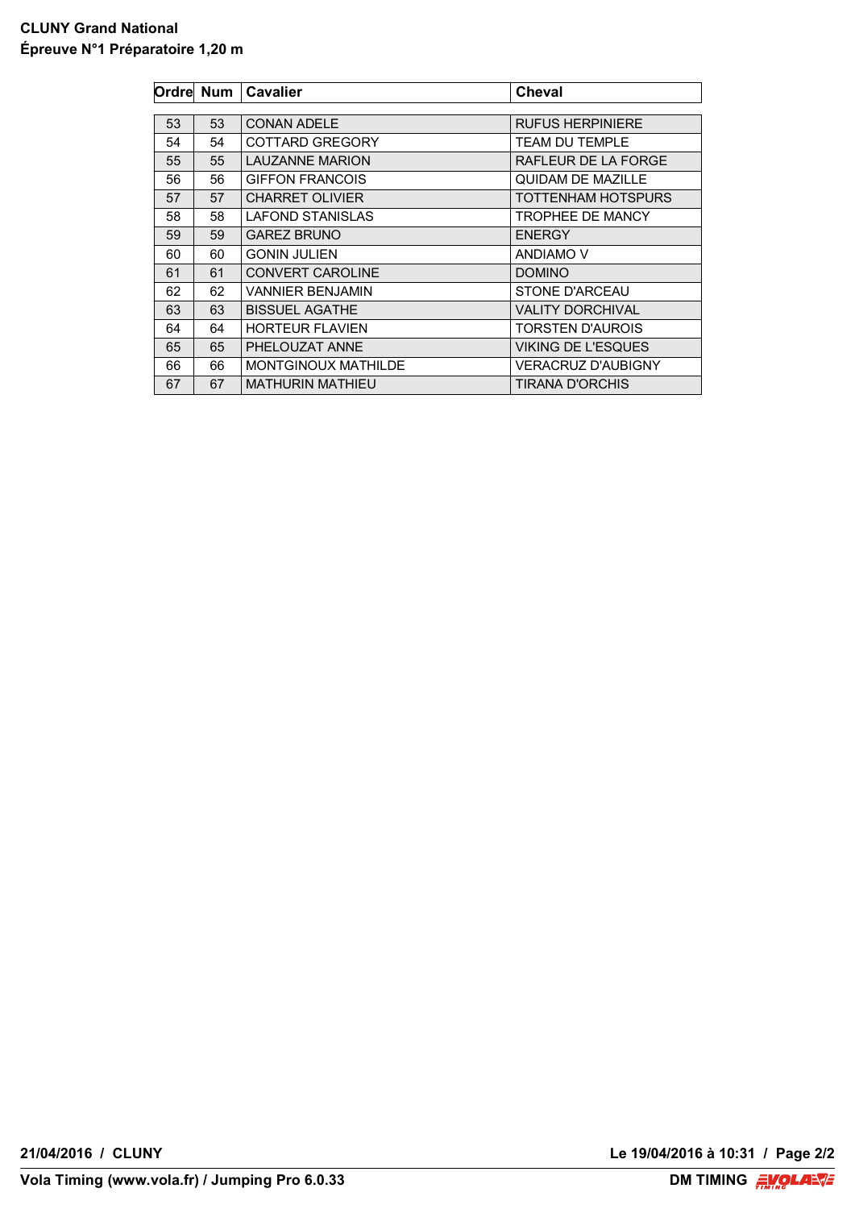**CLUNY Grand National**
**Épreuve N°1 Préparatoire 1,20 m**

| Ordre | Num | Cavalier | Cheval |
|---|---|---|---|
| 53 | 53 | CONAN ADELE | RUFUS HERPINIERE |
| 54 | 54 | COTTARD GREGORY | TEAM DU TEMPLE |
| 55 | 55 | LAUZANNE MARION | RAFLEUR DE LA FORGE |
| 56 | 56 | GIFFON FRANCOIS | QUIDAM DE MAZILLE |
| 57 | 57 | CHARRET OLIVIER | TOTTENHAM HOTSPURS |
| 58 | 58 | LAFOND STANISLAS | TROPHEE DE MANCY |
| 59 | 59 | GAREZ BRUNO | ENERGY |
| 60 | 60 | GONIN JULIEN | ANDIAMO V |
| 61 | 61 | CONVERT CAROLINE | DOMINO |
| 62 | 62 | VANNIER BENJAMIN | STONE D'ARCEAU |
| 63 | 63 | BISSUEL AGATHE | VALITY DORCHIVAL |
| 64 | 64 | HORTEUR FLAVIEN | TORSTEN D'AUROIS |
| 65 | 65 | PHELOUZAT ANNE | VIKING DE L'ESQUES |
| 66 | 66 | MONTGINOUX MATHILDE | VERACRUZ D'AUBIGNY |
| 67 | 67 | MATHURIN MATHIEU | TIRANA D'ORCHIS |